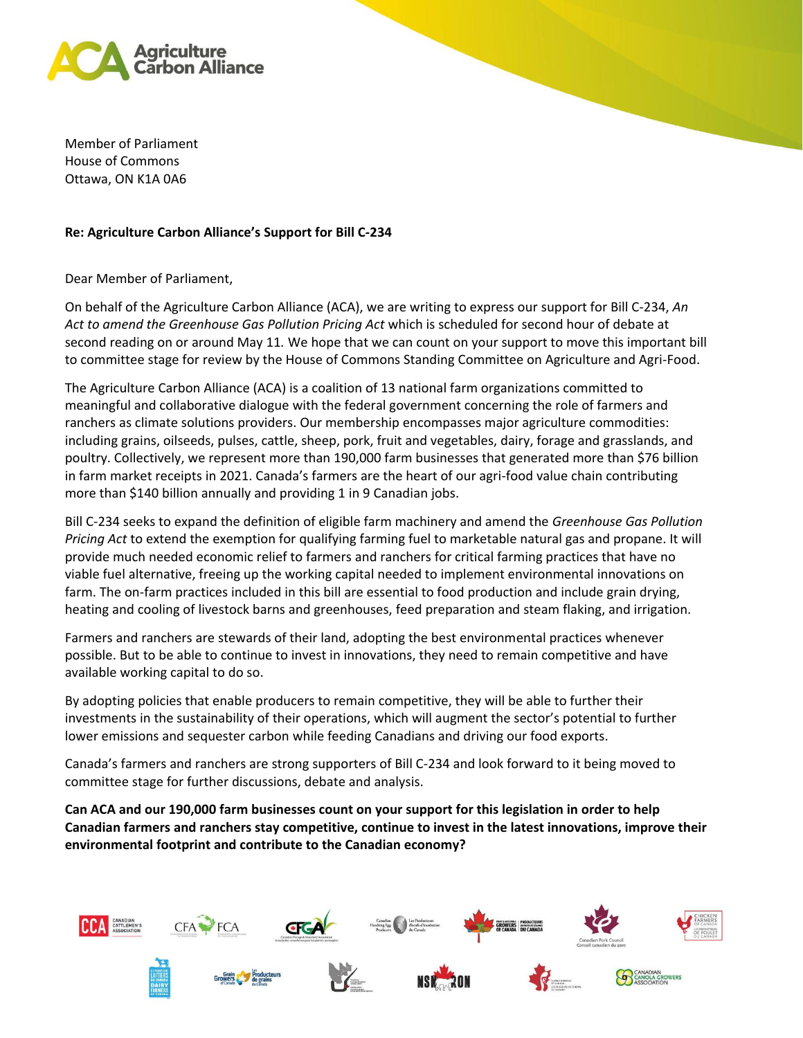Member of Parliament
House of Commons
Ottawa, ON K1A 0A6

**Re: Agriculture Carbon Alliance's Support for Bill C-234**

Dear Member of Parliament,

On behalf of the Agriculture Carbon Alliance (ACA), we are writing to express our support for Bill C-234, *An Act to amend the Greenhouse Gas Pollution Pricing Act* which is scheduled for second hour of debate at second reading on or around May 11. We hope that we can count on your support to move this important bill to committee stage for review by the House of Commons Standing Committee on Agriculture and Agri-Food.

The Agriculture Carbon Alliance (ACA) is a coalition of 13 national farm organizations committed to meaningful and collaborative dialogue with the federal government concerning the role of farmers and ranchers as climate solutions providers. Our membership encompasses major agriculture commodities: including grains, oilseeds, pulses, cattle, sheep, pork, fruit and vegetables, dairy, forage and grasslands, and poultry. Collectively, we represent more than 190,000 farm businesses that generated more than $76 billion in farm market receipts in 2021. Canada's farmers are the heart of our agri-food value chain contributing more than $140 billion annually and providing 1 in 9 Canadian jobs.

Bill C-234 seeks to expand the definition of eligible farm machinery and amend the *Greenhouse Gas Pollution Pricing Act* to extend the exemption for qualifying farming fuel to marketable natural gas and propane. It will provide much needed economic relief to farmers and ranchers for critical farming practices that have no viable fuel alternative, freeing up the working capital needed to implement environmental innovations on farm. The on-farm practices included in this bill are essential to food production and include grain drying, heating and cooling of livestock barns and greenhouses, feed preparation and steam flaking, and irrigation.

Farmers and ranchers are stewards of their land, adopting the best environmental practices whenever possible. But to be able to continue to invest in innovations, they need to remain competitive and have available working capital to do so.

By adopting policies that enable producers to remain competitive, they will be able to further their investments in the sustainability of their operations, which will augment the sector's potential to further lower emissions and sequester carbon while feeding Canadians and driving our food exports.

Canada's farmers and ranchers are strong supporters of Bill C-234 and look forward to it being moved to committee stage for further discussions, debate and analysis.

**Can ACA and our 190,000 farm businesses count on your support for this legislation in order to help Canadian farmers and ranchers stay competitive, continue to invest in the latest innovations, improve their environmental footprint and contribute to the Canadian economy?**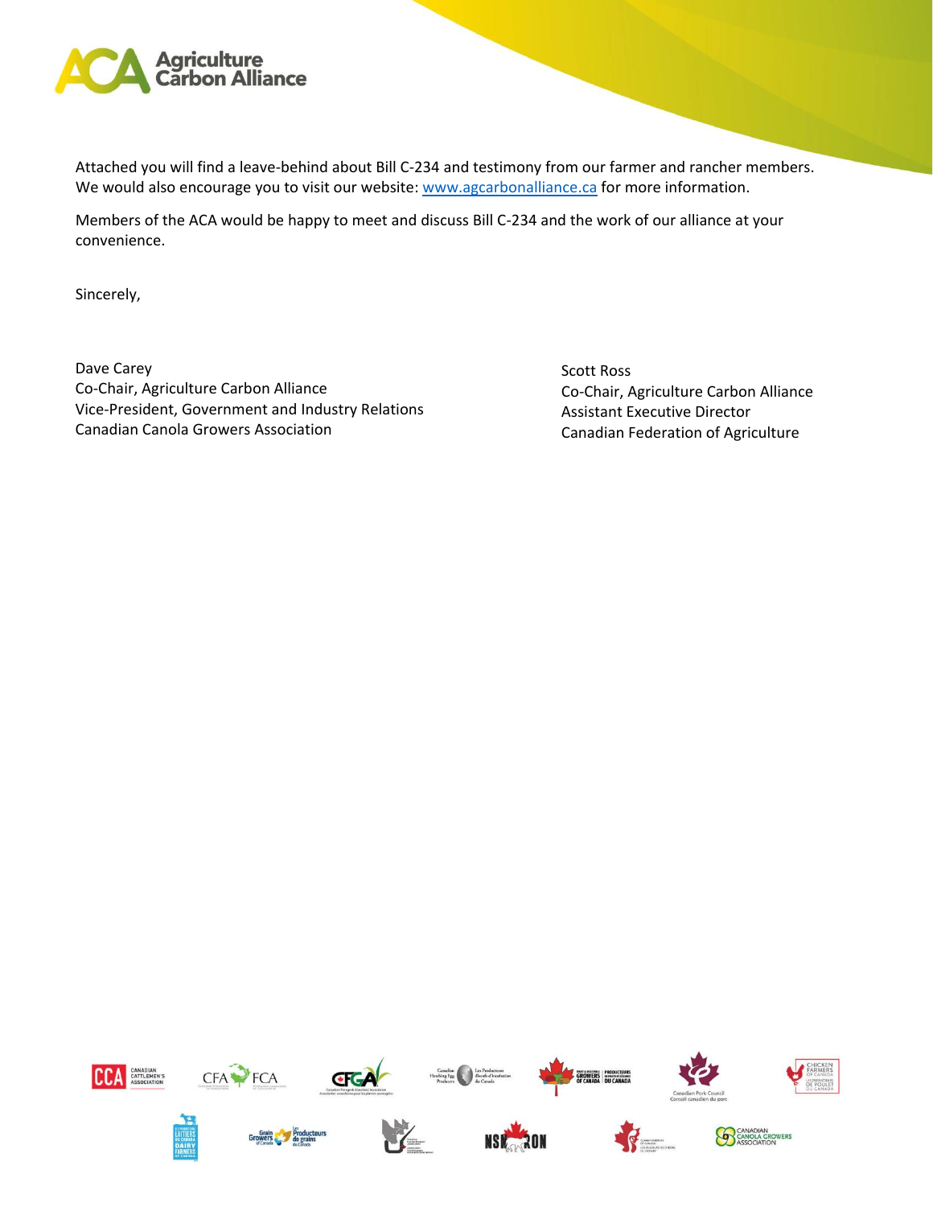Attached you will find a leave-behind about Bill C-234 and testimony from our farmer and rancher members. We would also encourage you to visit our website: www.agcarbonalliance.ca for more information.

Members of the ACA would be happy to meet and discuss Bill C-234 and the work of our alliance at your convenience.

Sincerely,

Dave Carey
Co-Chair, Agriculture Carbon Alliance
Vice-President, Government and Industry Relations
Canadian Canola Growers Association

Scott Ross
Co-Chair, Agriculture Carbon Alliance
Assistant Executive Director
Canadian Federation of Agriculture